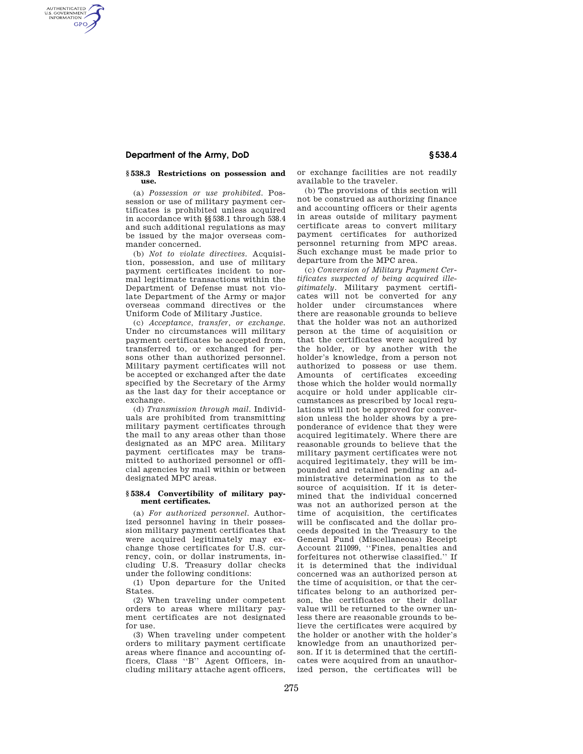### § 538.3 Restrictions on possession and use.

(a) *Possession or use prohibited.* Possession or use of military payment certificates is prohibited unless acquired in accordance with §§ 538.1 through 538.4 and such additional regulations as may be issued by the major overseas commander concerned.

(b) *Not to violate directives.* Acquisition, possession, and use of military payment certificates incident to normal legitimate transactions within the Department of Defense must not violate Department of the Army or major overseas command directives or the Uniform Code of Military Justice.

(c) *Acceptance, transfer, or exchange.* Under no circumstances will military payment certificates be accepted from, transferred to, or exchanged for persons other than authorized personnel. Military payment certificates will not be accepted or exchanged after the date specified by the Secretary of the Army as the last day for their acceptance or exchange.

(d) *Transmission through mail.* Individuals are prohibited from transmitting military payment certificates through the mail to any areas other than those designated as an MPC area. Military payment certificates may be transmitted to authorized personnel or official agencies by mail within or between designated MPC areas.

### § 538.4 Convertibility of military payment certificates.

(a) *For authorized personnel.* Authorized personnel having in their possession military payment certificates that were acquired legitimately may exchange those certificates for U.S. currency, coin, or dollar instruments, including U.S. Treasury dollar checks under the following conditions:

(1) Upon departure for the United States.

(2) When traveling under competent orders to areas where military payment certificates are not designated for use.

(3) When traveling under competent orders to military payment certificate areas where finance and accounting officers, Class ''B'' Agent Officers, including military attache agent officers, or exchange facilities are not readily available to the traveler.

(b) The provisions of this section will not be construed as authorizing finance and accounting officers or their agents in areas outside of military payment certificate areas to convert military payment certificates for authorized personnel returning from MPC areas. Such exchange must be made prior to departure from the MPC area.

(c) *Conversion of Military Payment Certificates suspected of being acquired illegitimately.* Military payment certificates will not be converted for any holder under circumstances where there are reasonable grounds to believe that the holder was not an authorized person at the time of acquisition or that the certificates were acquired by the holder, or by another with the holder's knowledge, from a person not authorized to possess or use them. Amounts of certificates exceeding those which the holder would normally acquire or hold under applicable circumstances as prescribed by local regulations will not be approved for conversion unless the holder shows by a preponderance of evidence that they were acquired legitimately. Where there are reasonable grounds to believe that the military payment certificates were not acquired legitimately, they will be impounded and retained pending an administrative determination as to the source of acquisition. If it is determined that the individual concerned was not an authorized person at the time of acquisition, the certificates will be confiscated and the dollar proceeds deposited in the Treasury to the General Fund (Miscellaneous) Receipt Account 211099, ''Fines, penalties and forfeitures not otherwise classified.'' If it is determined that the individual concerned was an authorized person at the time of acquisition, or that the certificates belong to an authorized person, the certificates or their dollar value will be returned to the owner unless there are reasonable grounds to believe the certificates were acquired by the holder or another with the holder's knowledge from an unauthorized person. If it is determined that the certificates were acquired from an unauthorized person, the certificates will be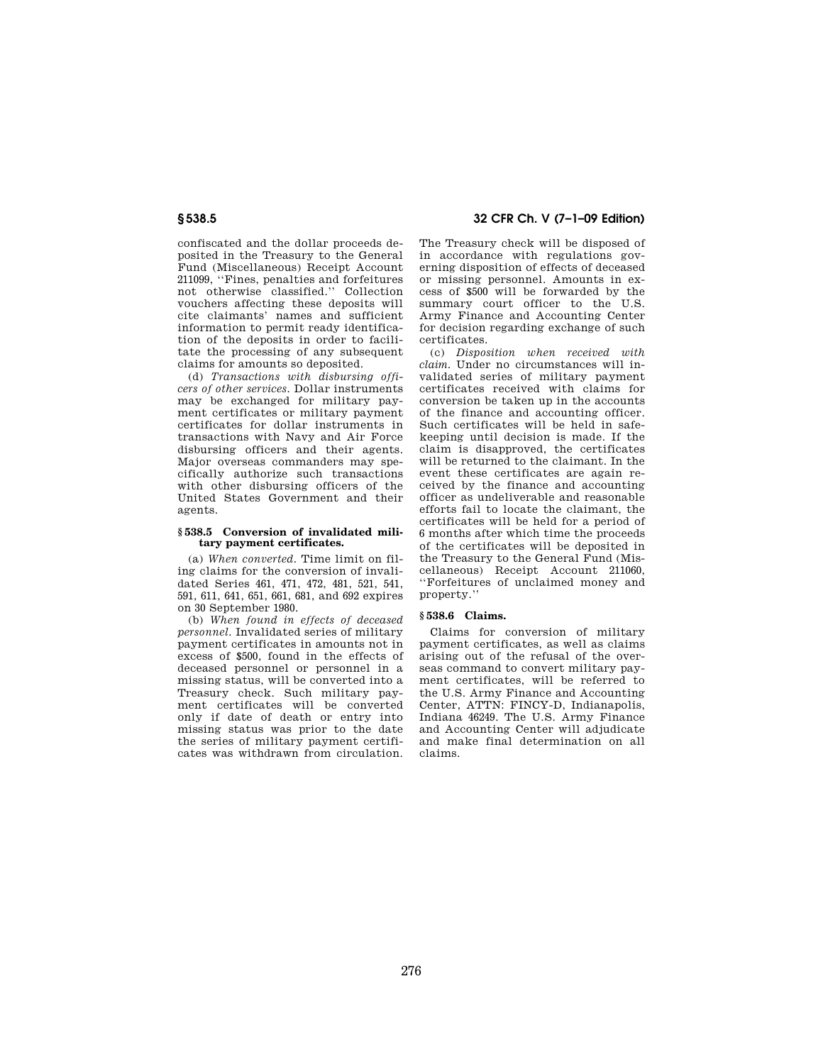confiscated and the dollar proceeds deposited in the Treasury to the General Fund (Miscellaneous) Receipt Account 211099, ''Fines, penalties and forfeitures not otherwise classified.'' Collection vouchers affecting these deposits will cite claimants' names and sufficient information to permit ready identification of the deposits in order to facilitate the processing of any subsequent claims for amounts so deposited.

(d) *Transactions with disbursing officers of other services.* Dollar instruments may be exchanged for military payment certificates or military payment certificates for dollar instruments in transactions with Navy and Air Force disbursing officers and their agents. Major overseas commanders may specifically authorize such transactions with other disbursing officers of the United States Government and their agents.

### § 538.5 Conversion of invalidated military payment certificates.

(a) *When converted.* Time limit on filing claims for the conversion of invalidated Series 461, 471, 472, 481, 521, 541, 591, 611, 641, 651, 661, 681, and 692 expires on 30 September 1980.

(b) *When found in effects of deceased personnel.* Invalidated series of military payment certificates in amounts not in excess of $500, found in the effects of deceased personnel or personnel in a missing status, will be converted into a Treasury check. Such military payment certificates will be converted only if date of death or entry into missing status was prior to the date the series of military payment certificates was withdrawn from circulation. The Treasury check will be disposed of in accordance with regulations governing disposition of effects of deceased or missing personnel. Amounts in excess of $500 will be forwarded by the summary court officer to the U.S. Army Finance and Accounting Center for decision regarding exchange of such certificates.

(c) *Disposition when received with claim.* Under no circumstances will invalidated series of military payment certificates received with claims for conversion be taken up in the accounts of the finance and accounting officer. Such certificates will be held in safekeeping until decision is made. If the claim is disapproved, the certificates will be returned to the claimant. In the event these certificates are again received by the finance and accounting officer as undeliverable and reasonable efforts fail to locate the claimant, the certificates will be held for a period of 6 months after which time the proceeds of the certificates will be deposited in the Treasury to the General Fund (Miscellaneous) Receipt Account 211060, ''Forfeitures of unclaimed money and property.''

### § 538.6 Claims.

Claims for conversion of military payment certificates, as well as claims arising out of the refusal of the overseas command to convert military payment certificates, will be referred to the U.S. Army Finance and Accounting Center, ATTN: FINCY-D, Indianapolis, Indiana 46249. The U.S. Army Finance and Accounting Center will adjudicate and make final determination on all claims.